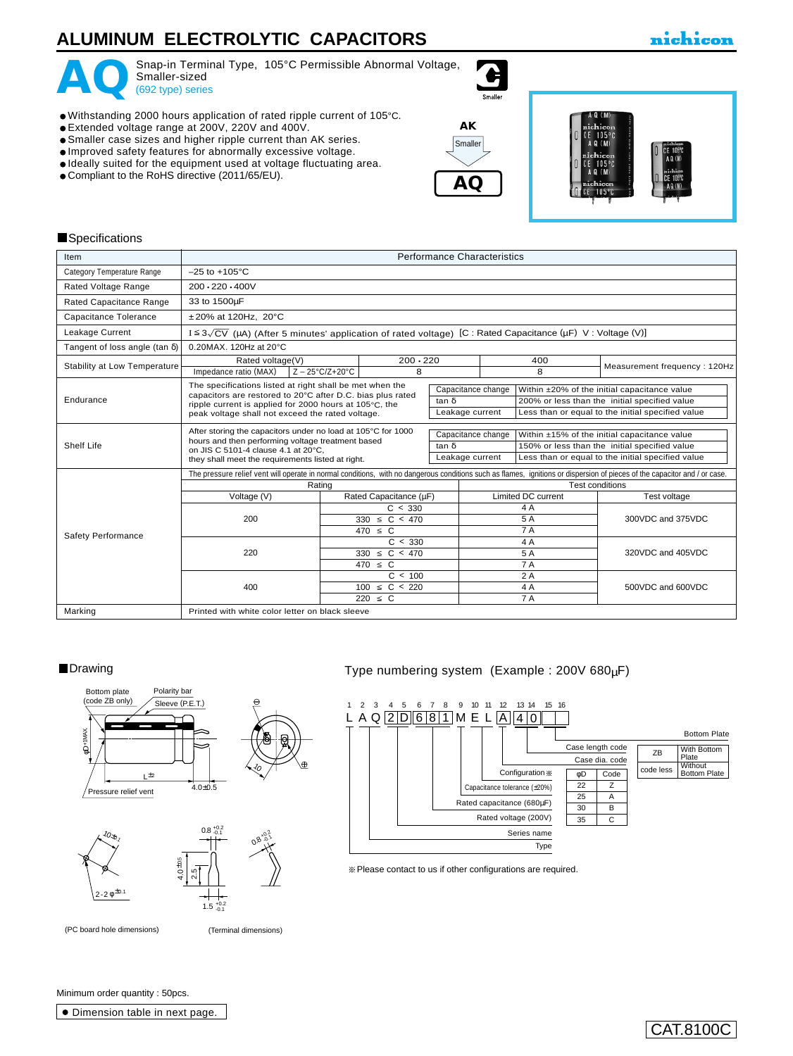# ALUMINUM ELECTROLYTIC CAPACITORS

nichicon

## AQ

Snap-in Terminal Type, 105°C Permissible Abnormal Voltage, Smaller-sized
(692 type) series

- Withstanding 2000 hours application of rated ripple current of 105°C.
- Extended voltage range at 200V, 220V and 400V.
- Smaller case sizes and higher ripple current than AK series.
- Improved safety features for abnormally excessive voltage.
- Ideally suited for the equipment used at voltage fluctuating area.
- Compliant to the RoHS directive (2011/65/EU).

AK → Smaller → AQ

### Specifications

| Item | Performance Characteristics | | | |
|---|---|---|---|---|
| Category Temperature Range | –25 to +105°C | | | |
| Rated Voltage Range | 200・220・400V | | | |
| Rated Capacitance Range | 33 to 1500µF | | | |
| Capacitance Tolerance | ±20% at 120Hz, 20°C | | | |
| Leakage Current | I ≤ 3$\sqrt{CV}$ (µA) (After 5 minutes' application of rated voltage) [C : Rated Capacitance (µF) V : Voltage (V)] | | | |
| Tangent of loss angle (tan δ) | 0.20MAX. 120Hz at 20°C | | | |
| Stability at Low Temperature | Rated voltage(V) | 200・220 | 400 | Measurement frequency : 120Hz |
| | Impedance ratio (MAX) Z – 25°C/Z+20°C | 8 | 8 | |
| Endurance | The specifications listed at right shall be met when the capacitors are restored to 20°C after D.C. bias plus rated ripple current is applied for 2000 hours at 105°C, the peak voltage shall not exceed the rated voltage. | Capacitance change: Within ±20% of the initial capacitance value; tan δ: 200% or less than the initial specified value; Leakage current: Less than or equal to the initial specified value | | |
| Shelf Life | After storing the capacitors under no load at 105°C for 1000 hours and then performing voltage treatment based on JIS C 5101-4 clause 4.1 at 20°C, they shall meet the requirements listed at right. | Capacitance change: Within ±15% of the initial capacitance value; tan δ: 150% or less than the initial specified value; Leakage current: Less than or equal to the initial specified value | | |
| Marking | Printed with white color letter on black sleeve | | | |

**Safety Performance**

The pressure relief vent will operate in normal conditions, with no dangerous conditions such as flames, ignitions or dispersion of pieces of the capacitor and / or case.

| Rating: Voltage (V) | Rating: Rated Capacitance (µF) | Test conditions: Limited DC current | Test conditions: Test voltage |
|---|---|---|---|
| 200 | C < 330 | 4 A | 300VDC and 375VDC |
| | 330 ≤ C < 470 | 5 A | |
| | 470 ≤ C | 7 A | |
| 220 | C < 330 | 4 A | 320VDC and 405VDC |
| | 330 ≤ C < 470 | 5 A | |
| | 470 ≤ C | 7 A | |
| 400 | C < 100 | 2 A | 500VDC and 600VDC |
| | 100 ≤ C < 220 | 4 A | |
| | 220 ≤ C | 7 A | |

### Drawing

Bottom plate (code ZB only), Polarity bar, Sleeve (P.E.T.), φD+1MAX, L±2, 4.0±0.5, Pressure relief vent, 10, ⊖, ⊕

10±0.1, 2-2 φ±0.1, 0.8 +0.2/-0.1, 4.0±0.5, 2.5, 1.5 +0.2/-0.1

(PC board hole dimensions) (Terminal dimensions)

### Type numbering system (Example : 200V 680µF)

1 2 3 4 5 6 7 8 9 10 11 12 13 14 15 16

L A Q 2 D 6 8 1 M E L A 4 0 _ _

- Type (1)
- Series name (2–3)
- Rated voltage (200V) (4–5)
- Rated capacitance (680µF) (6–8)
- Capacitance tolerance (±20%) (9)
- Configuration※ (10–11)
- Case dia. code (12)
- Case length code (13–14)
- Bottom Plate (15–16)

| φD | Code |
|---|---|
| 22 | Z |
| 25 | A |
| 30 | B |
| 35 | C |

| Bottom Plate | |
|---|---|
| ZB | With Bottom Plate |
| code less | Without Bottom Plate |

※Please contact to us if other configurations are required.

Minimum order quantity : 50pcs.

● Dimension table in next page.

CAT.8100C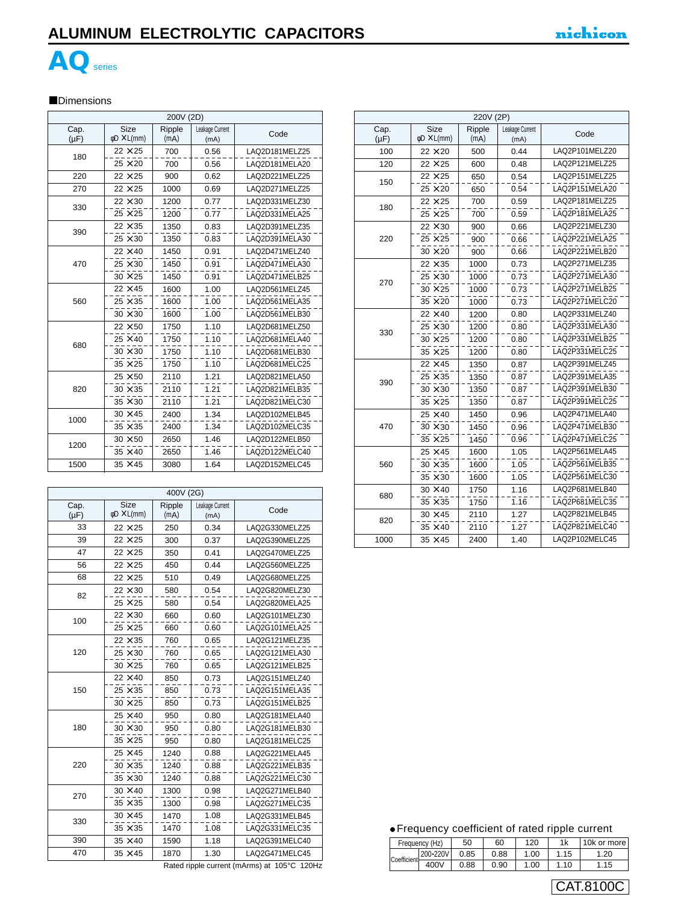# ALUMINUM ELECTROLYTIC CAPACITORS

nichicon

# AQ series

■Dimensions

| 200V (2D) | | | | |
|---|---|---|---|---|
| Cap. (μF) | Size φD ×L(mm) | Ripple (mA) | Leakage Current (mA) | Code |
| 180 | 22 ×25 | 700 | 0.56 | LAQ2D181MELZ25 |
| | 25 ×20 | 700 | 0.56 | LAQ2D181MELA20 |
| 220 | 22 ×25 | 900 | 0.62 | LAQ2D221MELZ25 |
| 270 | 22 ×25 | 1000 | 0.69 | LAQ2D271MELZ25 |
| 330 | 22 ×30 | 1200 | 0.77 | LAQ2D331MELZ30 |
| | 25 ×25 | 1200 | 0.77 | LAQ2D331MELA25 |
| 390 | 22 ×35 | 1350 | 0.83 | LAQ2D391MELZ35 |
| | 25 ×30 | 1350 | 0.83 | LAQ2D391MELA30 |
| 470 | 22 ×40 | 1450 | 0.91 | LAQ2D471MELZ40 |
| | 25 ×30 | 1450 | 0.91 | LAQ2D471MELA30 |
| | 30 ×25 | 1450 | 0.91 | LAQ2D471MELB25 |
| 560 | 22 ×45 | 1600 | 1.00 | LAQ2D561MELZ45 |
| | 25 ×35 | 1600 | 1.00 | LAQ2D561MELA35 |
| | 30 ×30 | 1600 | 1.00 | LAQ2D561MELB30 |
| 680 | 22 ×50 | 1750 | 1.10 | LAQ2D681MELZ50 |
| | 25 ×40 | 1750 | 1.10 | LAQ2D681MELA40 |
| | 30 ×30 | 1750 | 1.10 | LAQ2D681MELB30 |
| | 35 ×25 | 1750 | 1.10 | LAQ2D681MELC25 |
| 820 | 25 ×50 | 2110 | 1.21 | LAQ2D821MELA50 |
| | 30 ×35 | 2110 | 1.21 | LAQ2D821MELB35 |
| | 35 ×30 | 2110 | 1.21 | LAQ2D821MELC30 |
| 1000 | 30 ×45 | 2400 | 1.34 | LAQ2D102MELB45 |
| | 35 ×35 | 2400 | 1.34 | LAQ2D102MELC35 |
| 1200 | 30 ×50 | 2650 | 1.46 | LAQ2D122MELB50 |
| | 35 ×40 | 2650 | 1.46 | LAQ2D122MELC40 |
| 1500 | 35 ×45 | 3080 | 1.64 | LAQ2D152MELC45 |

| 400V (2G) | | | | |
|---|---|---|---|---|
| Cap. (μF) | Size φD ×L(mm) | Ripple (mA) | Leakage Current (mA) | Code |
| 33 | 22 ×25 | 250 | 0.34 | LAQ2G330MELZ25 |
| 39 | 22 ×25 | 300 | 0.37 | LAQ2G390MELZ25 |
| 47 | 22 ×25 | 350 | 0.41 | LAQ2G470MELZ25 |
| 56 | 22 ×25 | 450 | 0.44 | LAQ2G560MELZ25 |
| 68 | 22 ×25 | 510 | 0.49 | LAQ2G680MELZ25 |
| 82 | 22 ×30 | 580 | 0.54 | LAQ2G820MELZ30 |
| | 25 ×25 | 580 | 0.54 | LAQ2G820MELA25 |
| 100 | 22 ×30 | 660 | 0.60 | LAQ2G101MELZ30 |
| | 25 ×25 | 660 | 0.60 | LAQ2G101MELA25 |
| 120 | 22 ×35 | 760 | 0.65 | LAQ2G121MELZ35 |
| | 25 ×30 | 760 | 0.65 | LAQ2G121MELA30 |
| | 30 ×25 | 760 | 0.65 | LAQ2G121MELB25 |
| 150 | 22 ×40 | 850 | 0.73 | LAQ2G151MELZ40 |
| | 25 ×35 | 850 | 0.73 | LAQ2G151MELA35 |
| | 30 ×25 | 850 | 0.73 | LAQ2G151MELB25 |
| 180 | 25 ×40 | 950 | 0.80 | LAQ2G181MELA40 |
| | 30 ×30 | 950 | 0.80 | LAQ2G181MELB30 |
| | 35 ×25 | 950 | 0.80 | LAQ2G181MELC25 |
| 220 | 25 ×45 | 1240 | 0.88 | LAQ2G221MELA45 |
| | 30 ×35 | 1240 | 0.88 | LAQ2G221MELB35 |
| | 35 ×30 | 1240 | 0.88 | LAQ2G221MELC30 |
| 270 | 30 ×40 | 1300 | 0.98 | LAQ2G271MELB40 |
| | 35 ×35 | 1300 | 0.98 | LAQ2G271MELC35 |
| 330 | 30 ×45 | 1470 | 1.08 | LAQ2G331MELB45 |
| | 35 ×35 | 1470 | 1.08 | LAQ2G331MELC35 |
| 390 | 35 ×40 | 1590 | 1.18 | LAQ2G391MELC40 |
| 470 | 35 ×45 | 1870 | 1.30 | LAQ2G471MELC45 |

Rated ripple current (mArms) at 105°C 120Hz

| 220V (2P) | | | | |
|---|---|---|---|---|
| Cap. (μF) | Size φD ×L(mm) | Ripple (mA) | Leakage Current (mA) | Code |
| 100 | 22 ×20 | 500 | 0.44 | LAQ2P101MELZ20 |
| 120 | 22 ×25 | 600 | 0.48 | LAQ2P121MELZ25 |
| 150 | 22 ×25 | 650 | 0.54 | LAQ2P151MELZ25 |
| | 25 ×20 | 650 | 0.54 | LAQ2P151MELA20 |
| 180 | 22 ×25 | 700 | 0.59 | LAQ2P181MELZ25 |
| | 25 ×25 | 700 | 0.59 | LAQ2P181MELA25 |
| 220 | 22 ×30 | 900 | 0.66 | LAQ2P221MELZ30 |
| | 25 ×25 | 900 | 0.66 | LAQ2P221MELA25 |
| | 30 ×20 | 900 | 0.66 | LAQ2P221MELB20 |
| 270 | 22 ×35 | 1000 | 0.73 | LAQ2P271MELZ35 |
| | 25 ×30 | 1000 | 0.73 | LAQ2P271MELA30 |
| | 30 ×25 | 1000 | 0.73 | LAQ2P271MELB25 |
| | 35 ×20 | 1000 | 0.73 | LAQ2P271MELC20 |
| 330 | 22 ×40 | 1200 | 0.80 | LAQ2P331MELZ40 |
| | 25 ×30 | 1200 | 0.80 | LAQ2P331MELA30 |
| | 30 ×25 | 1200 | 0.80 | LAQ2P331MELB25 |
| | 35 ×25 | 1200 | 0.80 | LAQ2P331MELC25 |
| 390 | 22 ×45 | 1350 | 0.87 | LAQ2P391MELZ45 |
| | 25 ×35 | 1350 | 0.87 | LAQ2P391MELA35 |
| | 30 ×30 | 1350 | 0.87 | LAQ2P391MELB30 |
| | 35 ×25 | 1350 | 0.87 | LAQ2P391MELC25 |
| 470 | 25 ×40 | 1450 | 0.96 | LAQ2P471MELA40 |
| | 30 ×30 | 1450 | 0.96 | LAQ2P471MELB30 |
| | 35 ×25 | 1450 | 0.96 | LAQ2P471MELC25 |
| 560 | 25 ×45 | 1600 | 1.05 | LAQ2P561MELA45 |
| | 30 ×35 | 1600 | 1.05 | LAQ2P561MELB35 |
| | 35 ×30 | 1600 | 1.05 | LAQ2P561MELC30 |
| 680 | 30 ×40 | 1750 | 1.16 | LAQ2P681MELB40 |
| | 35 ×35 | 1750 | 1.16 | LAQ2P681MELC35 |
| 820 | 30 ×45 | 2110 | 1.27 | LAQ2P821MELB45 |
| | 35 ×40 | 2110 | 1.27 | LAQ2P821MELC40 |
| 1000 | 35 ×45 | 2400 | 1.40 | LAQ2P102MELC45 |

● Frequency coefficient of rated ripple current

| Frequency (Hz) | | 50 | 60 | 120 | 1k | 10k or more |
|---|---|---|---|---|---|---|
| Coefficient | 200•220V | 0.85 | 0.88 | 1.00 | 1.15 | 1.20 |
| | 400V | 0.88 | 0.90 | 1.00 | 1.10 | 1.15 |

CAT.8100C